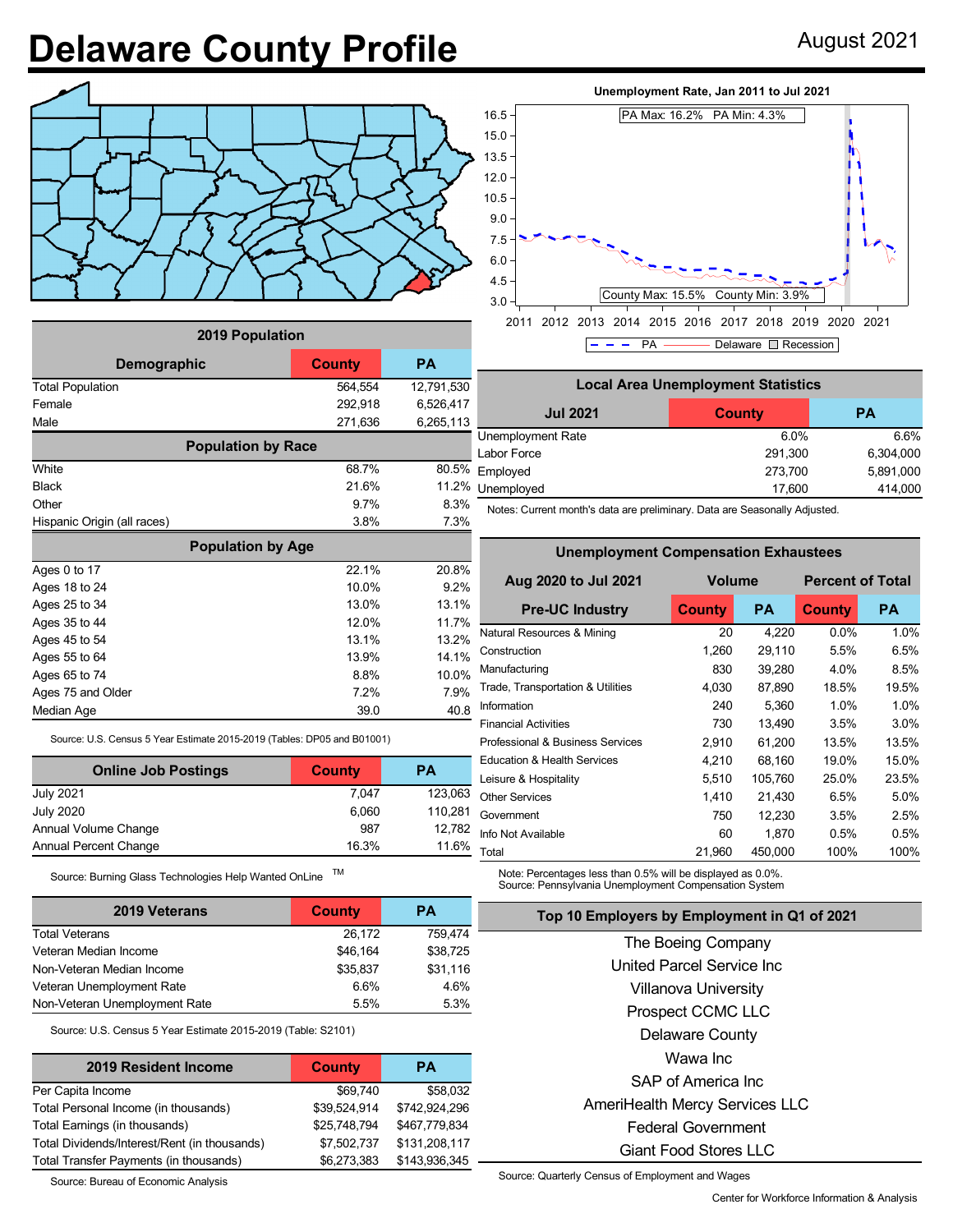# Delaware County Profile

August 2021

**Unemployment Rate, Jan 2011 to Jul 2021**

PA Max: 16.2% PA Min: 4.3%

County Max: 15.5% County Min: 3.9%

PA — Delaware — Recession

| 2019 Population | | |
|---|---|---|
| **Demographic** | **County** | **PA** |
| Total Population | 564,554 | 12,791,530 |
| Female | 292,918 | 6,526,417 |
| Male | 271,636 | 6,265,113 |
| **Population by Race** | | |
| White | 68.7% | 80.5% |
| Black | 21.6% | 11.2% |
| Other | 9.7% | 8.3% |
| Hispanic Origin (all races) | 3.8% | 7.3% |
| **Population by Age** | | |
| Ages 0 to 17 | 22.1% | 20.8% |
| Ages 18 to 24 | 10.0% | 9.2% |
| Ages 25 to 34 | 13.0% | 13.1% |
| Ages 35 to 44 | 12.0% | 11.7% |
| Ages 45 to 54 | 13.1% | 13.2% |
| Ages 55 to 64 | 13.9% | 14.1% |
| Ages 65 to 74 | 8.8% | 10.0% |
| Ages 75 and Older | 7.2% | 7.9% |
| Median Age | 39.0 | 40.8 |

Source: U.S. Census 5 Year Estimate 2015-2019 (Tables: DP05 and B01001)

| Online Job Postings | County | PA |
|---|---|---|
| July 2021 | 7,047 | 123,063 |
| July 2020 | 6,060 | 110,281 |
| Annual Volume Change | 987 | 12,782 |
| Annual Percent Change | 16.3% | 11.6% |

Source: Burning Glass Technologies Help Wanted OnLine TM

| 2019 Veterans | County | PA |
|---|---|---|
| Total Veterans | 26,172 | 759,474 |
| Veteran Median Income | $46,164 | $38,725 |
| Non-Veteran Median Income | $35,837 | $31,116 |
| Veteran Unemployment Rate | 6.6% | 4.6% |
| Non-Veteran Unemployment Rate | 5.5% | 5.3% |

Source: U.S. Census 5 Year Estimate 2015-2019 (Table: S2101)

| 2019 Resident Income | County | PA |
|---|---|---|
| Per Capita Income | $69,740 | $58,032 |
| Total Personal Income (in thousands) | $39,524,914 | $742,924,296 |
| Total Earnings (in thousands) | $25,748,794 | $467,779,834 |
| Total Dividends/Interest/Rent (in thousands) | $7,502,737 | $131,208,117 |
| Total Transfer Payments (in thousands) | $6,273,383 | $143,936,345 |

Source: Bureau of Economic Analysis

| Local Area Unemployment Statistics | | |
|---|---|---|
| **Jul 2021** | **County** | **PA** |
| Unemployment Rate | 6.0% | 6.6% |
| Labor Force | 291,300 | 6,304,000 |
| Employed | 273,700 | 5,891,000 |
| Unemployed | 17,600 | 414,000 |

Notes: Current month's data are preliminary. Data are Seasonally Adjusted.

| Unemployment Compensation Exhaustees | | | | |
|---|---|---|---|---|
| **Aug 2020 to Jul 2021** | **Volume** | | **Percent of Total** | |
| **Pre-UC Industry** | **County** | **PA** | **County** | **PA** |
| Natural Resources & Mining | 20 | 4,220 | 0.0% | 1.0% |
| Construction | 1,260 | 29,110 | 5.5% | 6.5% |
| Manufacturing | 830 | 39,280 | 4.0% | 8.5% |
| Trade, Transportation & Utilities | 4,030 | 87,890 | 18.5% | 19.5% |
| Information | 240 | 5,360 | 1.0% | 1.0% |
| Financial Activities | 730 | 13,490 | 3.5% | 3.0% |
| Professional & Business Services | 2,910 | 61,200 | 13.5% | 13.5% |
| Education & Health Services | 4,210 | 68,160 | 19.0% | 15.0% |
| Leisure & Hospitality | 5,510 | 105,760 | 25.0% | 23.5% |
| Other Services | 1,410 | 21,430 | 6.5% | 5.0% |
| Government | 750 | 12,230 | 3.5% | 2.5% |
| Info Not Available | 60 | 1,870 | 0.5% | 0.5% |
| Total | 21,960 | 450,000 | 100% | 100% |

Note: Percentages less than 0.5% will be displayed as 0.0%.
Source: Pennsylvania Unemployment Compensation System

## Top 10 Employers by Employment in Q1 of 2021

The Boeing Company
United Parcel Service Inc
Villanova University
Prospect CCMC LLC
Delaware County
Wawa Inc
SAP of America Inc
AmeriHealth Mercy Services LLC
Federal Government
Giant Food Stores LLC

Source: Quarterly Census of Employment and Wages

Center for Workforce Information & Analysis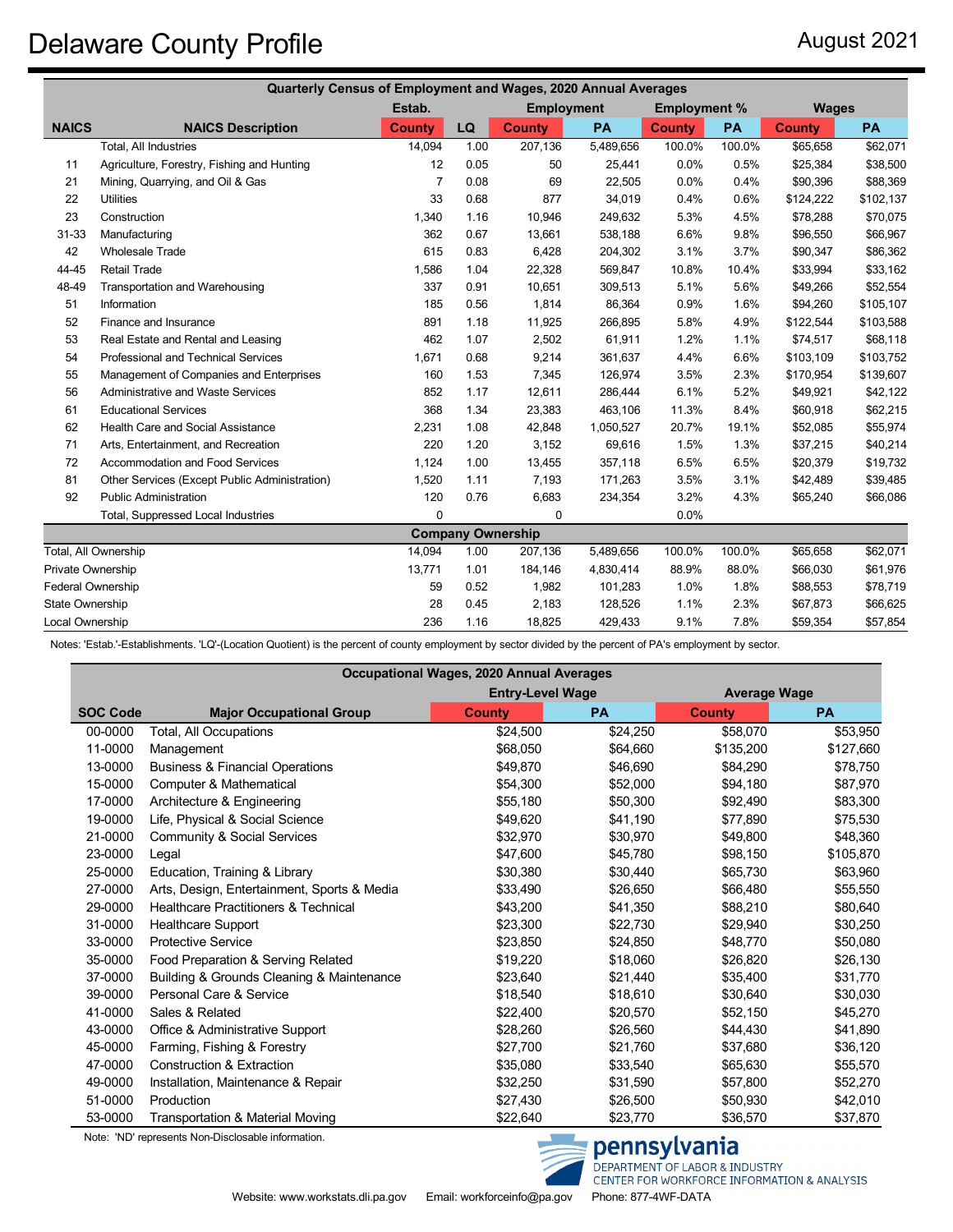# Delaware County Profile

August 2021

| NAICS | NAICS Description | Estab. County | LQ | Employment County | Employment PA | Employment % County | Employment % PA | Wages County | Wages PA |
|---|---|---|---|---|---|---|---|---|---|
| | **Quarterly Census of Employment and Wages, 2020 Annual Averages** | | | | | | | | |
| | Total, All Industries | 14,094 | 1.00 | 207,136 | 5,489,656 | 100.0% | 100.0% | $65,658 | $62,071 |
| 11 | Agriculture, Forestry, Fishing and Hunting | 12 | 0.05 | 50 | 25,441 | 0.0% | 0.5% | $25,384 | $38,500 |
| 21 | Mining, Quarrying, and Oil & Gas | 7 | 0.08 | 69 | 22,505 | 0.0% | 0.4% | $90,396 | $88,369 |
| 22 | Utilities | 33 | 0.68 | 877 | 34,019 | 0.4% | 0.6% | $124,222 | $102,137 |
| 23 | Construction | 1,340 | 1.16 | 10,946 | 249,632 | 5.3% | 4.5% | $78,288 | $70,075 |
| 31-33 | Manufacturing | 362 | 0.67 | 13,661 | 538,188 | 6.6% | 9.8% | $96,550 | $66,967 |
| 42 | Wholesale Trade | 615 | 0.83 | 6,428 | 204,302 | 3.1% | 3.7% | $90,347 | $86,362 |
| 44-45 | Retail Trade | 1,586 | 1.04 | 22,328 | 569,847 | 10.8% | 10.4% | $33,994 | $33,162 |
| 48-49 | Transportation and Warehousing | 337 | 0.91 | 10,651 | 309,513 | 5.1% | 5.6% | $49,266 | $52,554 |
| 51 | Information | 185 | 0.56 | 1,814 | 86,364 | 0.9% | 1.6% | $94,260 | $105,107 |
| 52 | Finance and Insurance | 891 | 1.18 | 11,925 | 266,895 | 5.8% | 4.9% | $122,544 | $103,588 |
| 53 | Real Estate and Rental and Leasing | 462 | 1.07 | 2,502 | 61,911 | 1.2% | 1.1% | $74,517 | $68,118 |
| 54 | Professional and Technical Services | 1,671 | 0.68 | 9,214 | 361,637 | 4.4% | 6.6% | $103,109 | $103,752 |
| 55 | Management of Companies and Enterprises | 160 | 1.53 | 7,345 | 126,974 | 3.5% | 2.3% | $170,954 | $139,607 |
| 56 | Administrative and Waste Services | 852 | 1.17 | 12,611 | 286,444 | 6.1% | 5.2% | $49,921 | $42,122 |
| 61 | Educational Services | 368 | 1.34 | 23,383 | 463,106 | 11.3% | 8.4% | $60,918 | $62,215 |
| 62 | Health Care and Social Assistance | 2,231 | 1.08 | 42,848 | 1,050,527 | 20.7% | 19.1% | $52,085 | $55,974 |
| 71 | Arts, Entertainment, and Recreation | 220 | 1.20 | 3,152 | 69,616 | 1.5% | 1.3% | $37,215 | $40,214 |
| 72 | Accommodation and Food Services | 1,124 | 1.00 | 13,455 | 357,118 | 6.5% | 6.5% | $20,379 | $19,732 |
| 81 | Other Services (Except Public Administration) | 1,520 | 1.11 | 7,193 | 171,263 | 3.5% | 3.1% | $42,489 | $39,485 |
| 92 | Public Administration | 120 | 0.76 | 6,683 | 234,354 | 3.2% | 4.3% | $65,240 | $66,086 |
| | Total, Suppressed Local Industries | 0 | | 0 | | 0.0% | | | |
| | **Company Ownership** | | | | | | | | |
| | Total, All Ownership | 14,094 | 1.00 | 207,136 | 5,489,656 | 100.0% | 100.0% | $65,658 | $62,071 |
| | Private Ownership | 13,771 | 1.01 | 184,146 | 4,830,414 | 88.9% | 88.0% | $66,030 | $61,976 |
| | Federal Ownership | 59 | 0.52 | 1,982 | 101,283 | 1.0% | 1.8% | $88,553 | $78,719 |
| | State Ownership | 28 | 0.45 | 2,183 | 128,526 | 1.1% | 2.3% | $67,873 | $66,625 |
| | Local Ownership | 236 | 1.16 | 18,825 | 429,433 | 9.1% | 7.8% | $59,354 | $57,854 |

Notes: 'Estab.'-Establishments. 'LQ'-(Location Quotient) is the percent of county employment by sector divided by the percent of PA's employment by sector.

**Occupational Wages, 2020 Annual Averages**

| SOC Code | Major Occupational Group | Entry-Level Wage County | Entry-Level Wage PA | Average Wage County | Average Wage PA |
|---|---|---|---|---|---|
| 00-0000 | Total, All Occupations | $24,500 | $24,250 | $58,070 | $53,950 |
| 11-0000 | Management | $68,050 | $64,660 | $135,200 | $127,660 |
| 13-0000 | Business & Financial Operations | $49,870 | $46,690 | $84,290 | $78,750 |
| 15-0000 | Computer & Mathematical | $54,300 | $52,000 | $94,180 | $87,970 |
| 17-0000 | Architecture & Engineering | $55,180 | $50,300 | $92,490 | $83,300 |
| 19-0000 | Life, Physical & Social Science | $49,620 | $41,190 | $77,890 | $75,530 |
| 21-0000 | Community & Social Services | $32,970 | $30,970 | $49,800 | $48,360 |
| 23-0000 | Legal | $47,600 | $45,780 | $98,150 | $105,870 |
| 25-0000 | Education, Training & Library | $30,380 | $30,440 | $65,730 | $63,960 |
| 27-0000 | Arts, Design, Entertainment, Sports & Media | $33,490 | $26,650 | $66,480 | $55,550 |
| 29-0000 | Healthcare Practitioners & Technical | $43,200 | $41,350 | $88,210 | $80,640 |
| 31-0000 | Healthcare Support | $23,300 | $22,730 | $29,940 | $30,250 |
| 33-0000 | Protective Service | $23,850 | $24,850 | $48,770 | $50,080 |
| 35-0000 | Food Preparation & Serving Related | $19,220 | $18,060 | $26,820 | $26,130 |
| 37-0000 | Building & Grounds Cleaning & Maintenance | $23,640 | $21,440 | $35,400 | $31,770 |
| 39-0000 | Personal Care & Service | $18,540 | $18,610 | $30,640 | $30,030 |
| 41-0000 | Sales & Related | $22,400 | $20,570 | $52,150 | $45,270 |
| 43-0000 | Office & Administrative Support | $28,260 | $26,560 | $44,430 | $41,890 |
| 45-0000 | Farming, Fishing & Forestry | $27,700 | $21,760 | $37,680 | $36,120 |
| 47-0000 | Construction & Extraction | $35,080 | $33,540 | $65,630 | $55,570 |
| 49-0000 | Installation, Maintenance & Repair | $32,250 | $31,590 | $57,800 | $52,270 |
| 51-0000 | Production | $27,430 | $26,500 | $50,930 | $42,010 |
| 53-0000 | Transportation & Material Moving | $22,640 | $23,770 | $36,570 | $37,870 |

Note: 'ND' represents Non-Disclosable information.

pennsylvania
DEPARTMENT OF LABOR & INDUSTRY
CENTER FOR WORKFORCE INFORMATION & ANALYSIS

Website: www.workstats.dli.pa.gov Email: workforceinfo@pa.gov Phone: 877-4WF-DATA